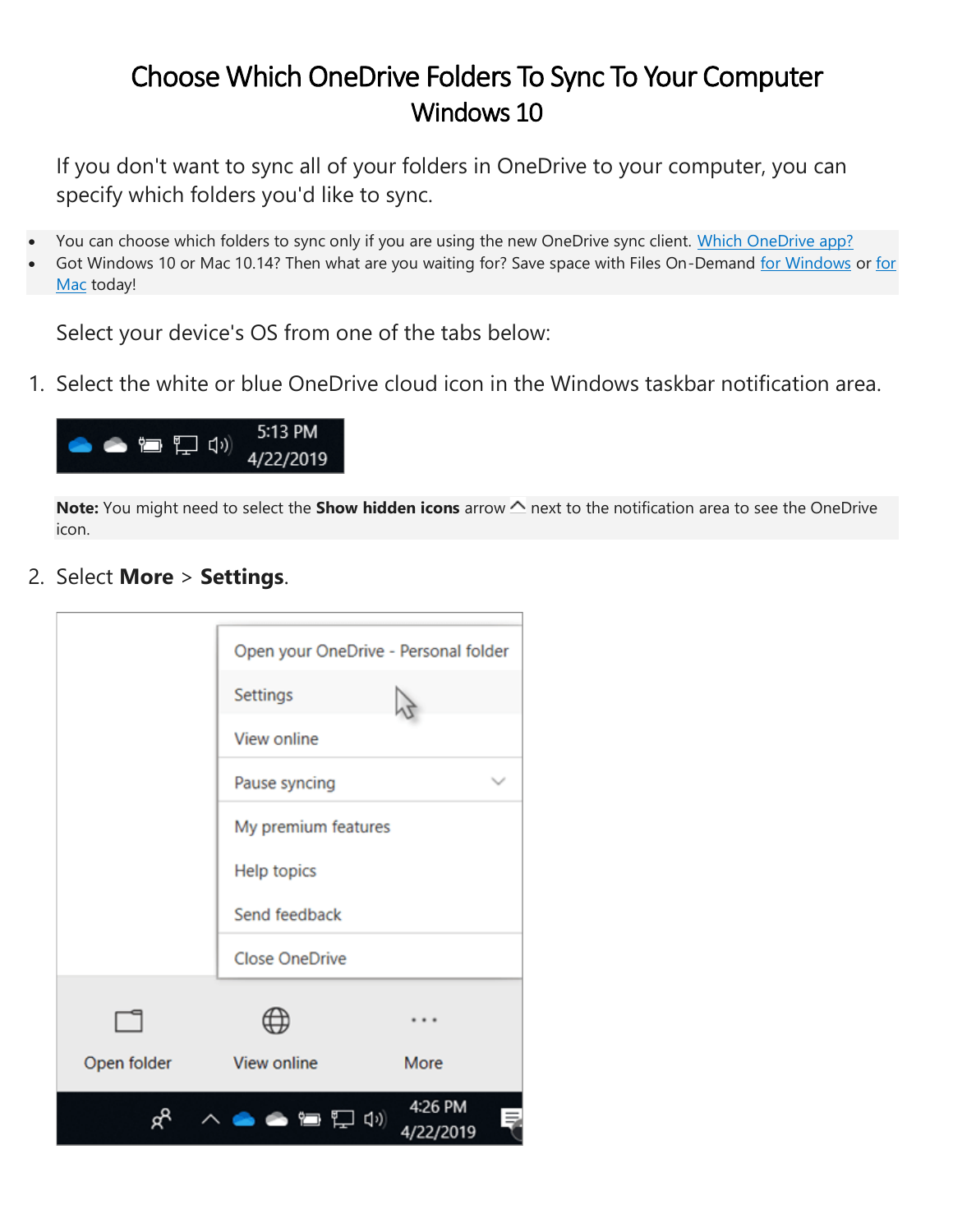# Choose Which OneDrive Folders To Sync To Your Computer
## Windows 10

If you don't want to sync all of your folders in OneDrive to your computer, you can specify which folders you'd like to sync.

- You can choose which folders to sync only if you are using the new OneDrive sync client. Which OneDrive app?
- Got Windows 10 or Mac 10.14? Then what are you waiting for? Save space with Files On-Demand for Windows or for Mac today!

Select your device's OS from one of the tabs below:

1. Select the white or blue OneDrive cloud icon in the Windows taskbar notification area.

**Note:** You might need to select the **Show hidden icons** arrow ^ next to the notification area to see the OneDrive icon.

2. Select **More** > **Settings**.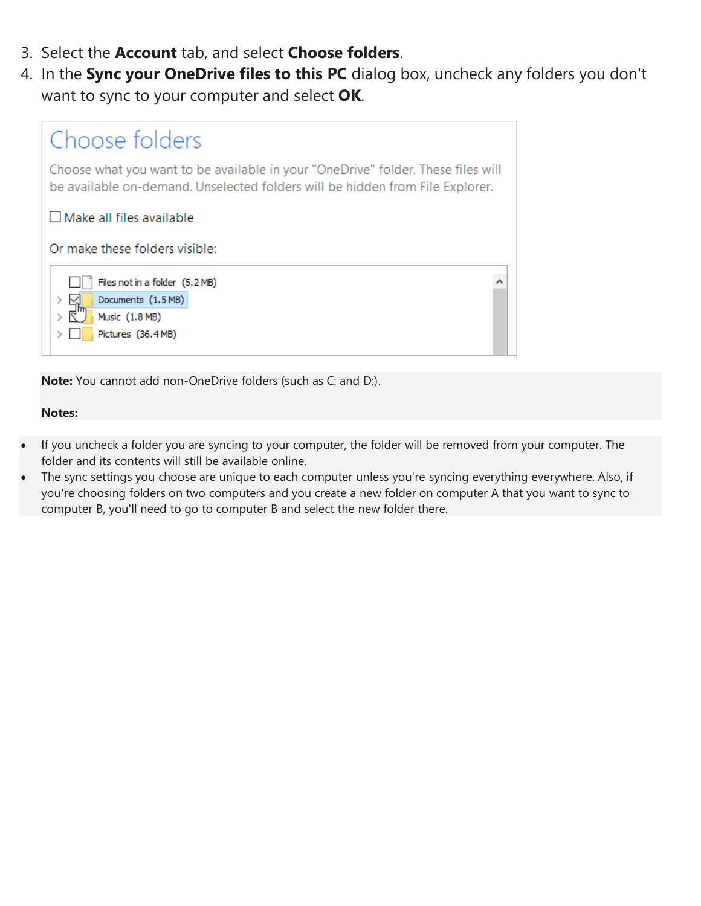3. Select the **Account** tab, and select **Choose folders**.
4. In the **Sync your OneDrive files to this PC** dialog box, uncheck any folders you don't want to sync to your computer and select **OK**.

Choose folders

Choose what you want to be available in your "OneDrive" folder. These files will be available on-demand. Unselected folders will be hidden from File Explorer.

Make all files available

Or make these folders visible:

Files not in a folder (5.2 MB)

Documents (1.5 MB)

Music (1.8 MB)

Pictures (36.4 MB)

**Note:** You cannot add non-OneDrive folders (such as C: and D:).

**Notes:**

- If you uncheck a folder you are syncing to your computer, the folder will be removed from your computer. The folder and its contents will still be available online.
- The sync settings you choose are unique to each computer unless you're syncing everything everywhere. Also, if you're choosing folders on two computers and you create a new folder on computer A that you want to sync to computer B, you'll need to go to computer B and select the new folder there.